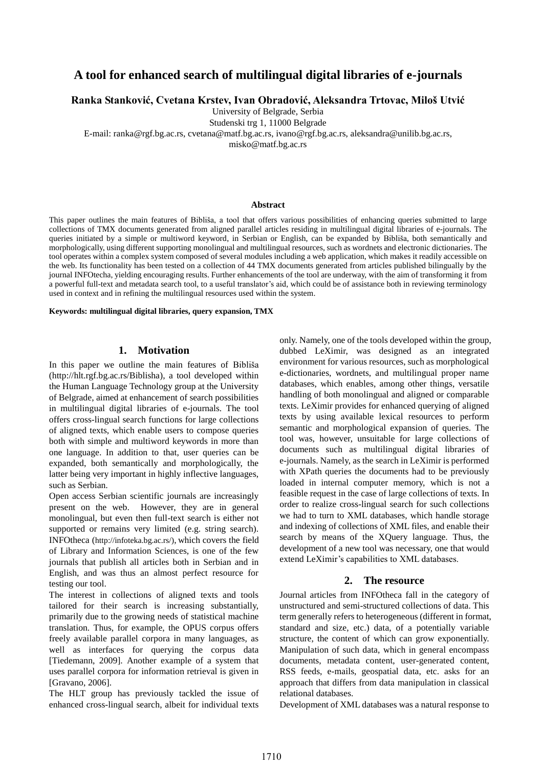# A tool for enhanced search of multilingual digital libraries of e-journals

**Ranka Stanković, Cvetana Krstev, Ivan Obradović, Aleksandra Trtovac, Miloš Utvić**

University of Belgrade, Serbia

Studenski trg 1, 11000 Belgrade

E-mail: ranka@rgf.bg.ac.rs, cvetana@matf.bg.ac.rs, ivano@rgf.bg.ac.rs, aleksandra@unilib.bg.ac.rs, misko@matf.bg.ac.rs

### Abstract

This paper outlines the main features of Bibliša, a tool that offers various possibilities of enhancing queries submitted to large collections of TMX documents generated from aligned parallel articles residing in multilingual digital libraries of e-journals. The queries initiated by a simple or multiword keyword, in Serbian or English, can be expanded by Bibliša, both semantically and morphologically, using different supporting monolingual and multilingual resources, such as wordnets and electronic dictionaries. The tool operates within a complex system composed of several modules including a web application, which makes it readily accessible on the web. Its functionality has been tested on a collection of 44 TMX documents generated from articles published bilingually by the journal INFOtecha, yielding encouraging results. Further enhancements of the tool are underway, with the aim of transforming it from a powerful full-text and metadata search tool, to a useful translator's aid, which could be of assistance both in reviewing terminology used in context and in refining the multilingual resources used within the system.

**Keywords: multilingual digital libraries, query expansion, TMX**

## 1. Motivation

In this paper we outline the main features of Bibliša (http://hlt.rgf.bg.ac.rs/Biblisha), a tool developed within the Human Language Technology group at the University of Belgrade, aimed at enhancement of search possibilities in multilingual digital libraries of e-journals. The tool offers cross-lingual search functions for large collections of aligned texts, which enable users to compose queries both with simple and multiword keywords in more than one language. In addition to that, user queries can be expanded, both semantically and morphologically, the latter being very important in highly inflective languages, such as Serbian.

Open access Serbian scientific journals are increasingly present on the web. However, they are in general monolingual, but even then full-text search is either not supported or remains very limited (e.g. string search). INFOtheca (http://infoteka.bg.ac.rs/), which covers the field of Library and Information Sciences, is one of the few journals that publish all articles both in Serbian and in English, and was thus an almost perfect resource for testing our tool.

The interest in collections of aligned texts and tools tailored for their search is increasing substantially, primarily due to the growing needs of statistical machine translation. Thus, for example, the OPUS corpus offers freely available parallel corpora in many languages, as well as interfaces for querying the corpus data [Tiedemann, 2009]. Another example of a system that uses parallel corpora for information retrieval is given in [Gravano, 2006].

The HLT group has previously tackled the issue of enhanced cross-lingual search, albeit for individual texts only. Namely, one of the tools developed within the group, dubbed LeXimir, was designed as an integrated environment for various resources, such as morphological e-dictionaries, wordnets, and multilingual proper name databases, which enables, among other things, versatile handling of both monolingual and aligned or comparable texts. LeXimir provides for enhanced querying of aligned texts by using available lexical resources to perform semantic and morphological expansion of queries. The tool was, however, unsuitable for large collections of documents such as multilingual digital libraries of e-journals. Namely, as the search in LeXimir is performed with XPath queries the documents had to be previously loaded in internal computer memory, which is not a feasible request in the case of large collections of texts. In order to realize cross-lingual search for such collections we had to turn to XML databases, which handle storage and indexing of collections of XML files, and enable their search by means of the XQuery language. Thus, the development of a new tool was necessary, one that would extend LeXimir's capabilities to XML databases.

## 2. The resource

Journal articles from INFOtheca fall in the category of unstructured and semi-structured collections of data. This term generally refers to heterogeneous (different in format, standard and size, etc.) data, of a potentially variable structure, the content of which can grow exponentially. Manipulation of such data, which in general encompass documents, metadata content, user-generated content, RSS feeds, e-mails, geospatial data, etc. asks for an approach that differs from data manipulation in classical relational databases.

Development of XML databases was a natural response to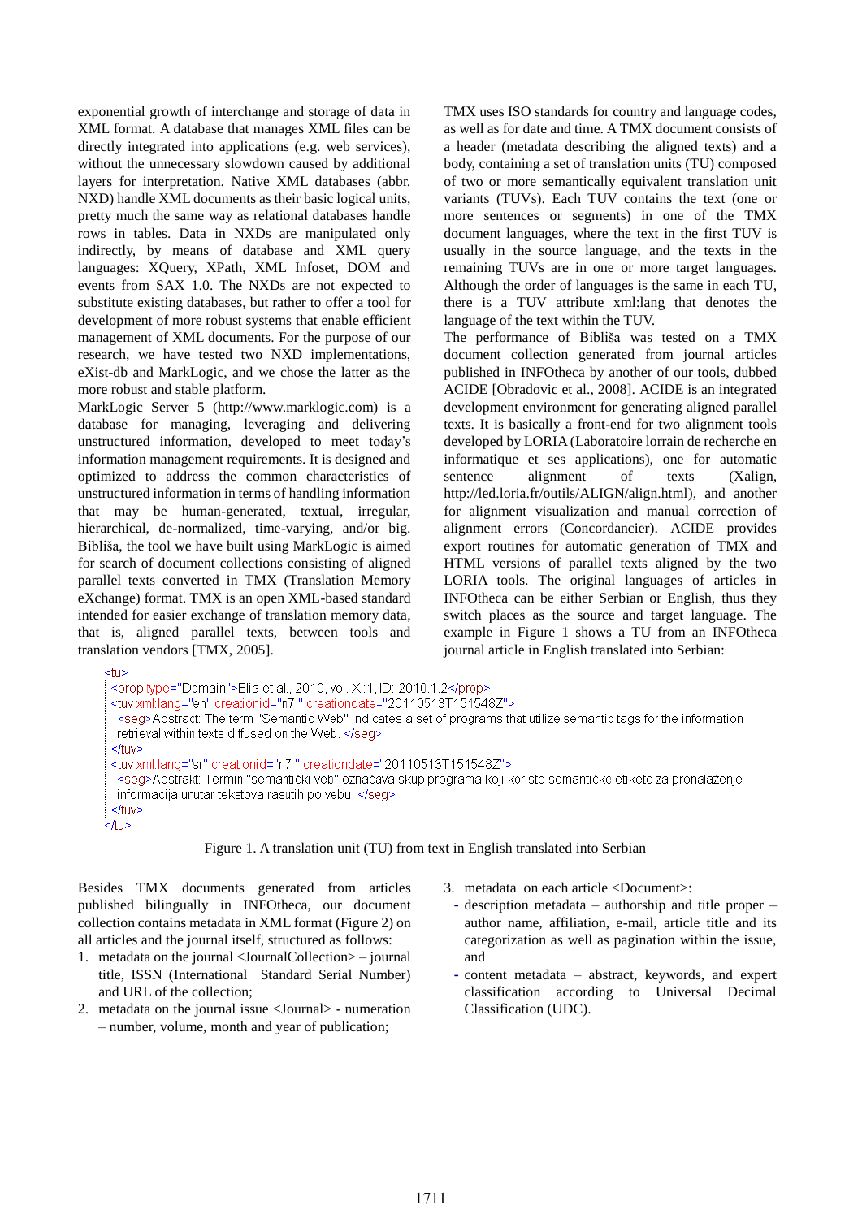exponential growth of interchange and storage of data in XML format. A database that manages XML files can be directly integrated into applications (e.g. web services), without the unnecessary slowdown caused by additional layers for interpretation. Native XML databases (abbr. NXD) handle XML documents as their basic logical units, pretty much the same way as relational databases handle rows in tables. Data in NXDs are manipulated only indirectly, by means of database and XML query languages: XQuery, XPath, XML Infoset, DOM and events from SAX 1.0. The NXDs are not expected to substitute existing databases, but rather to offer a tool for development of more robust systems that enable efficient management of XML documents. For the purpose of our research, we have tested two NXD implementations, eXist-db and MarkLogic, and we chose the latter as the more robust and stable platform.

MarkLogic Server 5 (http://www.marklogic.com) is a database for managing, leveraging and delivering unstructured information, developed to meet today's information management requirements. It is designed and optimized to address the common characteristics of unstructured information in terms of handling information that may be human-generated, textual, irregular, hierarchical, de-normalized, time-varying, and/or big. Bibliša, the tool we have built using MarkLogic is aimed for search of document collections consisting of aligned parallel texts converted in TMX (Translation Memory eXchange) format. TMX is an open XML-based standard intended for easier exchange of translation memory data, that is, aligned parallel texts, between tools and translation vendors [TMX, 2005].

TMX uses ISO standards for country and language codes, as well as for date and time. A TMX document consists of a header (metadata describing the aligned texts) and a body, containing a set of translation units (TU) composed of two or more semantically equivalent translation unit variants (TUVs). Each TUV contains the text (one or more sentences or segments) in one of the TMX document languages, where the text in the first TUV is usually in the source language, and the texts in the remaining TUVs are in one or more target languages. Although the order of languages is the same in each TU, there is a TUV attribute xml:lang that denotes the language of the text within the TUV.

The performance of Bibliša was tested on a TMX document collection generated from journal articles published in INFOtheca by another of our tools, dubbed ACIDE [Obradovic et al., 2008]. ACIDE is an integrated development environment for generating aligned parallel texts. It is basically a front-end for two alignment tools developed by LORIA (Laboratoire lorrain de recherche en informatique et ses applications), one for automatic sentence alignment of texts (Xalign, http://led.loria.fr/outils/ALIGN/align.html), and another for alignment visualization and manual correction of alignment errors (Concordancier). ACIDE provides export routines for automatic generation of TMX and HTML versions of parallel texts aligned by the two LORIA tools. The original languages of articles in INFOtheca can be either Serbian or English, thus they switch places as the source and target language. The example in Figure 1 shows a TU from an INFOtheca journal article in English translated into Serbian:

```
<tu>
 <prop type="Domain">Elia et al., 2010, vol. XI:1, ID: 2010.1.2</prop>
 <tuv xml:lang="en" creationid="n7 " creationdate="20110513T151548Z">
  <seg>Abstract: The term "Semantic Web" indicates a set of programs that utilize semantic tags for the information
  retrieval within texts diffused on the Web. </seg>
 </tuv>
 <tuv xml:lang="sr" creationid="n7 " creationdate="20110513T151548Z">
  <seg>Apstrakt: Termin "semantički veb" označava skup programa koji koriste semantičke etikete za pronalaženje
  informacija unutar tekstova rasutih po vebu. </seg>
 </tuv>
</tu>
```

Figure 1. A translation unit (TU) from text in English translated into Serbian

Besides TMX documents generated from articles published bilingually in INFOtheca, our document collection contains metadata in XML format (Figure 2) on all articles and the journal itself, structured as follows:

1. metadata on the journal <JournalCollection> – journal title, ISSN (International Standard Serial Number) and URL of the collection;
2. metadata on the journal issue <Journal> - numeration – number, volume, month and year of publication;
3. metadata on each article <Document>:
   - description metadata – authorship and title proper – author name, affiliation, e-mail, article title and its categorization as well as pagination within the issue, and
   - content metadata – abstract, keywords, and expert classification according to Universal Decimal Classification (UDC).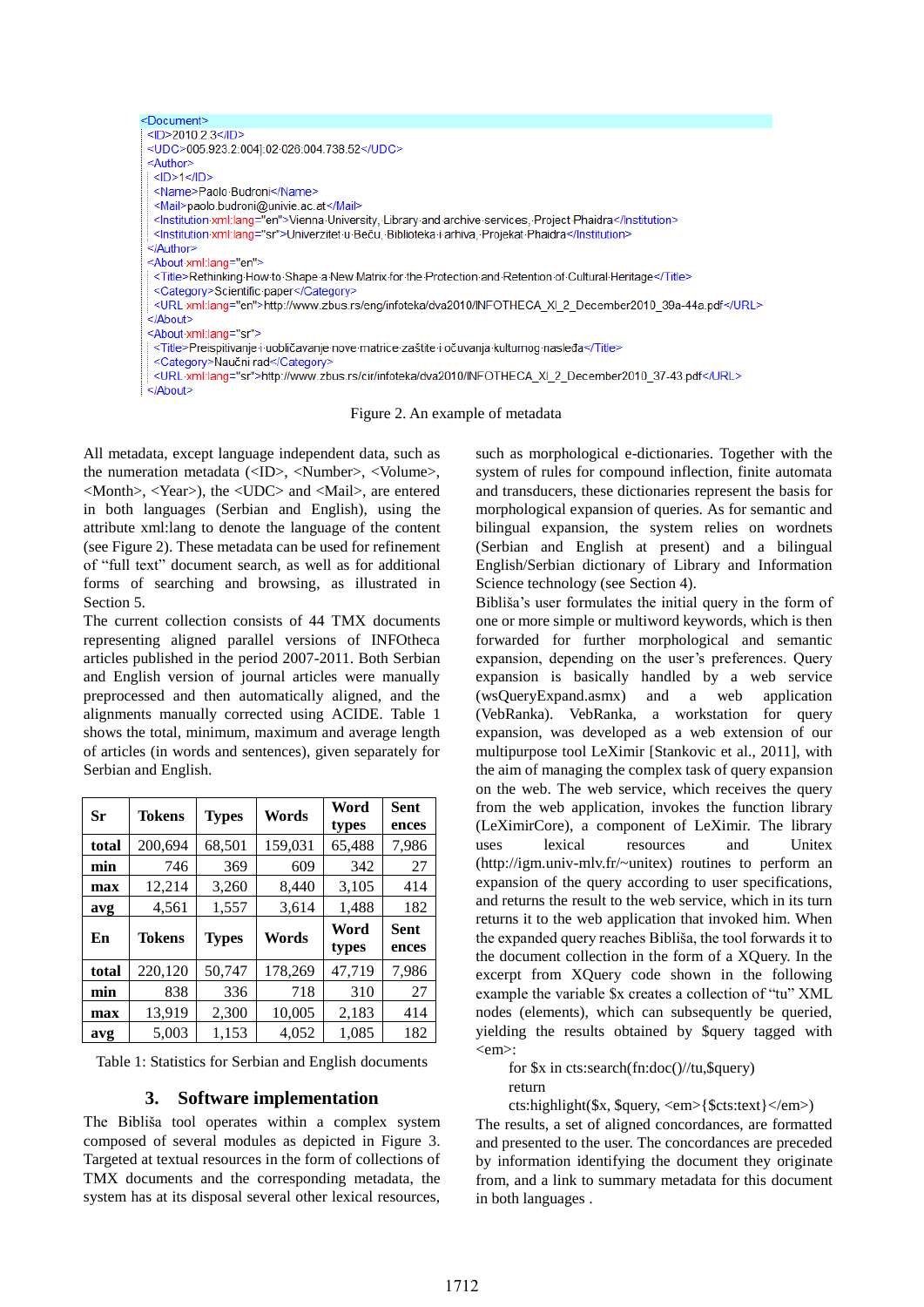```
<Document>
 <ID>2010.2.3</ID>
 <UDC>005.923.2.004]:02-026:004.738.52</UDC>
 <Author>
  <ID>1</ID>
  <Name>Paolo Budroni</Name>
  <Mail>paolo.budroni@univie.ac.at</Mail>
  <Institution xml:lang="en">Vienna University, Library and archive services, Project Phaidra</Institution>
  <Institution xml:lang="sr">Univerzitet u Beču, Biblioteka i arhiva, Projekat Phaidra</Institution>
 </Author>
 <About xml:lang="en">
  <Title>Rethinking How to Shape a New Matrix for the Protection and Retention of Cultural Heritage</Title>
  <Category>Scientific paper</Category>
  <URL xml:lang="en">http://www.zbus.rs/eng/infoteka/dva2010/INFOTHECA_XI_2_December2010_39a-44a.pdf</URL>
 </About>
 <About xml:lang="sr">
  <Title>Preispitivanje i uobličavanje nove matrice zaštite i očuvanja kulturnog nasleđa</Title>
  <Category>Naučni rad</Category>
  <URL xml:lang="sr">http://www.zbus.rs/cir/infoteka/dva2010/INFOTHECA_XI_2_December2010_37-43.pdf</URL>
 </About>
```

Figure 2. An example of metadata

All metadata, except language independent data, such as the numeration metadata (<ID>, <Number>, <Volume>, <Month>, <Year>), the <UDC> and <Mail>, are entered in both languages (Serbian and English), using the attribute xml:lang to denote the language of the content (see Figure 2). These metadata can be used for refinement of "full text" document search, as well as for additional forms of searching and browsing, as illustrated in Section 5.

The current collection consists of 44 TMX documents representing aligned parallel versions of INFOtheca articles published in the period 2007-2011. Both Serbian and English version of journal articles were manually preprocessed and then automatically aligned, and the alignments manually corrected using ACIDE. Table 1 shows the total, minimum, maximum and average length of articles (in words and sentences), given separately for Serbian and English.

| Sr | Tokens | Types | Words | Word types | Sentences |
|---|---|---|---|---|---|
| total | 200,694 | 68,501 | 159,031 | 65,488 | 7,986 |
| min | 746 | 369 | 609 | 342 | 27 |
| max | 12,214 | 3,260 | 8,440 | 3,105 | 414 |
| avg | 4,561 | 1,557 | 3,614 | 1,488 | 182 |
| **En** | **Tokens** | **Types** | **Words** | **Word types** | **Sentences** |
| total | 220,120 | 50,747 | 178,269 | 47,719 | 7,986 |
| min | 838 | 336 | 718 | 310 | 27 |
| max | 13,919 | 2,300 | 10,005 | 2,183 | 414 |
| avg | 5,003 | 1,153 | 4,052 | 1,085 | 182 |

Table 1: Statistics for Serbian and English documents

## 3. Software implementation

The Bibliša tool operates within a complex system composed of several modules as depicted in Figure 3. Targeted at textual resources in the form of collections of TMX documents and the corresponding metadata, the system has at its disposal several other lexical resources, such as morphological e-dictionaries. Together with the system of rules for compound inflection, finite automata and transducers, these dictionaries represent the basis for morphological expansion of queries. As for semantic and bilingual expansion, the system relies on wordnets (Serbian and English at present) and a bilingual English/Serbian dictionary of Library and Information Science technology (see Section 4).

Bibliša's user formulates the initial query in the form of one or more simple or multiword keywords, which is then forwarded for further morphological and semantic expansion, depending on the user's preferences. Query expansion is basically handled by a web service (wsQueryExpand.asmx) and a web application (VebRanka). VebRanka, a workstation for query expansion, was developed as a web extension of our multipurpose tool LeXimir [Stankovic et al., 2011], with the aim of managing the complex task of query expansion on the web. The web service, which receives the query from the web application, invokes the function library (LeXimirCore), a component of LeXimir. The library uses lexical resources and Unitex (http://igm.univ-mlv.fr/~unitex) routines to perform an expansion of the query according to user specifications, and returns the result to the web service, which in its turn returns it to the web application that invoked him. When the expanded query reaches Bibliša, the tool forwards it to the document collection in the form of a XQuery. In the excerpt from XQuery code shown in the following example the variable $x creates a collection of "tu" XML nodes (elements), which can subsequently be queried, yielding the results obtained by $query tagged with <em>:

```
for $x in cts:search(fn:doc()//tu,$query)
return
cts:highlight($x, $query, <em>{$cts:text}</em>)
```

The results, a set of aligned concordances, are formatted and presented to the user. The concordances are preceded by information identifying the document they originate from, and a link to summary metadata for this document in both languages .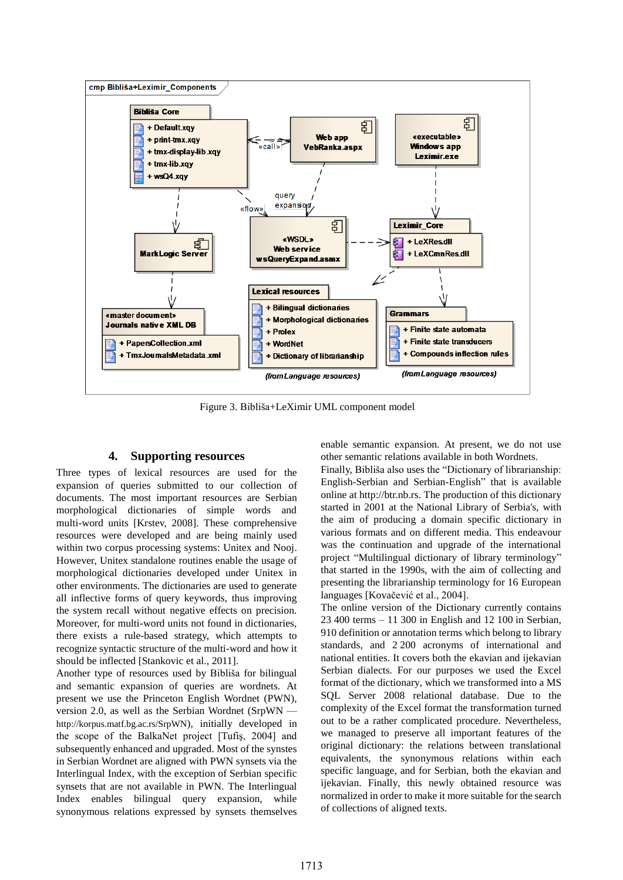Figure 3. Bibliša+LeXimir UML component model

## 4. Supporting resources

Three types of lexical resources are used for the expansion of queries submitted to our collection of documents. The most important resources are Serbian morphological dictionaries of simple words and multi-word units [Krstev, 2008]. These comprehensive resources were developed and are being mainly used within two corpus processing systems: Unitex and Nooj. However, Unitex standalone routines enable the usage of morphological dictionaries developed under Unitex in other environments. The dictionaries are used to generate all inflective forms of query keywords, thus improving the system recall without negative effects on precision. Moreover, for multi-word units not found in dictionaries, there exists a rule-based strategy, which attempts to recognize syntactic structure of the multi-word and how it should be inflected [Stankovic et al., 2011].

Another type of resources used by Bibliša for bilingual and semantic expansion of queries are wordnets. At present we use the Princeton English Wordnet (PWN), version 2.0, as well as the Serbian Wordnet (SrpWN — http://korpus.matf.bg.ac.rs/SrpWN), initially developed in the scope of the BalkaNet project [Tufiş, 2004] and subsequently enhanced and upgraded. Most of the synstes in Serbian Wordnet are aligned with PWN synsets via the Interlingual Index, with the exception of Serbian specific synsets that are not available in PWN. The Interlingual Index enables bilingual query expansion, while synonymous relations expressed by synsets themselves enable semantic expansion. At present, we do not use other semantic relations available in both Wordnets.

Finally, Bibliša also uses the "Dictionary of librarianship: English-Serbian and Serbian-English" that is available online at http://btr.nb.rs. The production of this dictionary started in 2001 at the National Library of Serbia's, with the aim of producing a domain specific dictionary in various formats and on different media. This endeavour was the continuation and upgrade of the international project "Multilingual dictionary of library terminology" that started in the 1990s, with the aim of collecting and presenting the librarianship terminology for 16 European languages [Kovačević et al., 2004].

The online version of the Dictionary currently contains 23 400 terms – 11 300 in English and 12 100 in Serbian, 910 definition or annotation terms which belong to library standards, and 2 200 acronyms of international and national entities. It covers both the ekavian and ijekavian Serbian dialects. For our purposes we used the Excel format of the dictionary, which we transformed into a MS SQL Server 2008 relational database. Due to the complexity of the Excel format the transformation turned out to be a rather complicated procedure. Nevertheless, we managed to preserve all important features of the original dictionary: the relations between translational equivalents, the synonymous relations within each specific language, and for Serbian, both the ekavian and ijekavian. Finally, this newly obtained resource was normalized in order to make it more suitable for the search of collections of aligned texts.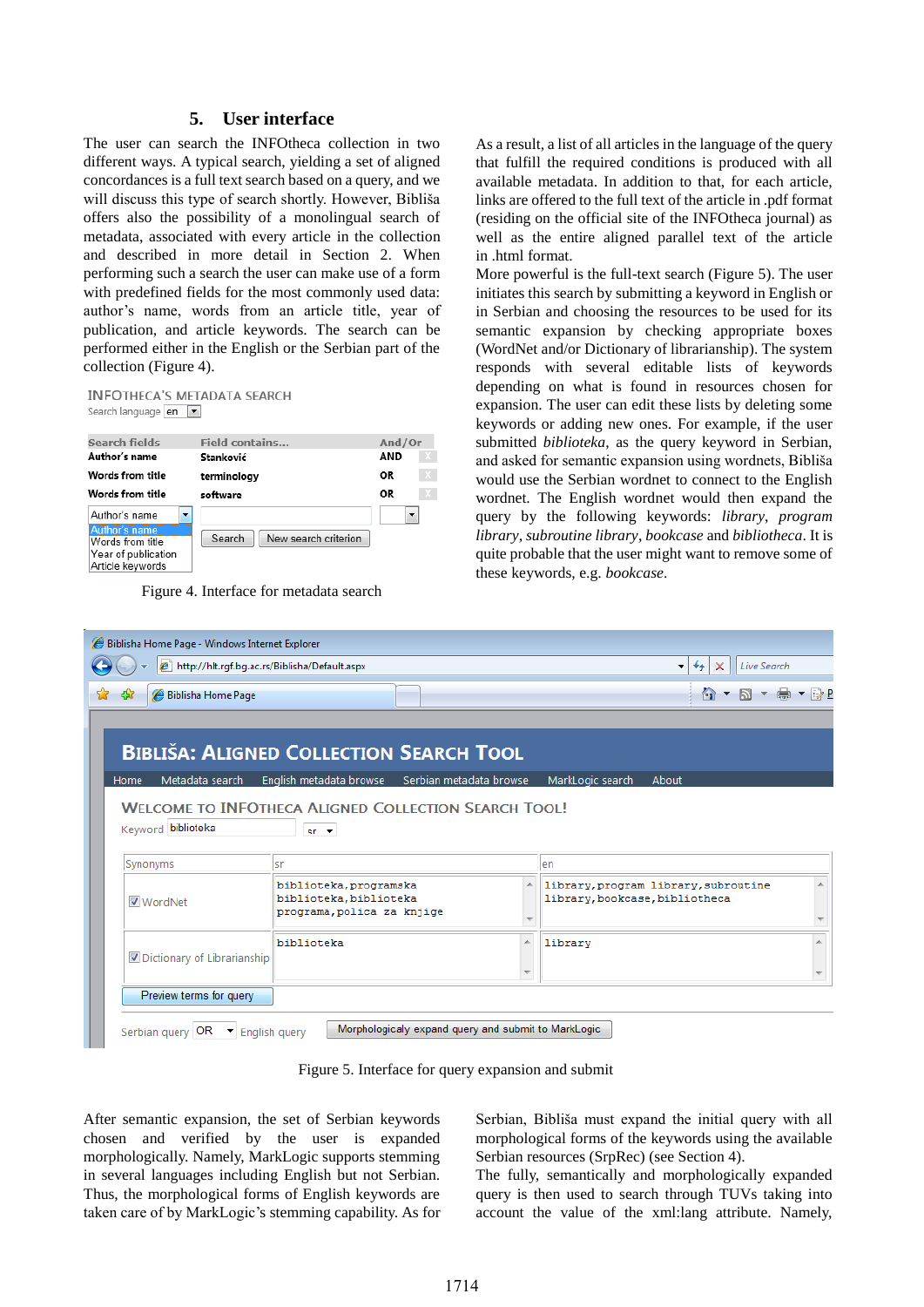## 5. User interface

The user can search the INFOtheca collection in two different ways. A typical search, yielding a set of aligned concordances is a full text search based on a query, and we will discuss this type of search shortly. However, Bibliša offers also the possibility of a monolingual search of metadata, associated with every article in the collection and described in more detail in Section 2. When performing such a search the user can make use of a form with predefined fields for the most commonly used data: author's name, words from an article title, year of publication, and article keywords. The search can be performed either in the English or the Serbian part of the collection (Figure 4).

Figure 4. Interface for metadata search

As a result, a list of all articles in the language of the query that fulfill the required conditions is produced with all available metadata. In addition to that, for each article, links are offered to the full text of the article in .pdf format (residing on the official site of the INFOtheca journal) as well as the entire aligned parallel text of the article in .html format.

More powerful is the full-text search (Figure 5). The user initiates this search by submitting a keyword in English or in Serbian and choosing the resources to be used for its semantic expansion by checking appropriate boxes (WordNet and/or Dictionary of librarianship). The system responds with several editable lists of keywords depending on what is found in resources chosen for expansion. The user can edit these lists by deleting some keywords or adding new ones. For example, if the user submitted *biblioteka*, as the query keyword in Serbian, and asked for semantic expansion using wordnets, Bibliša would use the Serbian wordnet to connect to the English wordnet. The English wordnet would then expand the query by the following keywords: *library*, *program library*, *subroutine library*, *bookcase* and *bibliotheca*. It is quite probable that the user might want to remove some of these keywords, e.g. *bookcase*.

Figure 5. Interface for query expansion and submit

After semantic expansion, the set of Serbian keywords chosen and verified by the user is expanded morphologically. Namely, MarkLogic supports stemming in several languages including English but not Serbian. Thus, the morphological forms of English keywords are taken care of by MarkLogic's stemming capability. As for Serbian, Bibliša must expand the initial query with all morphological forms of the keywords using the available Serbian resources (SrpRec) (see Section 4).

The fully, semantically and morphologically expanded query is then used to search through TUVs taking into account the value of the xml:lang attribute. Namely,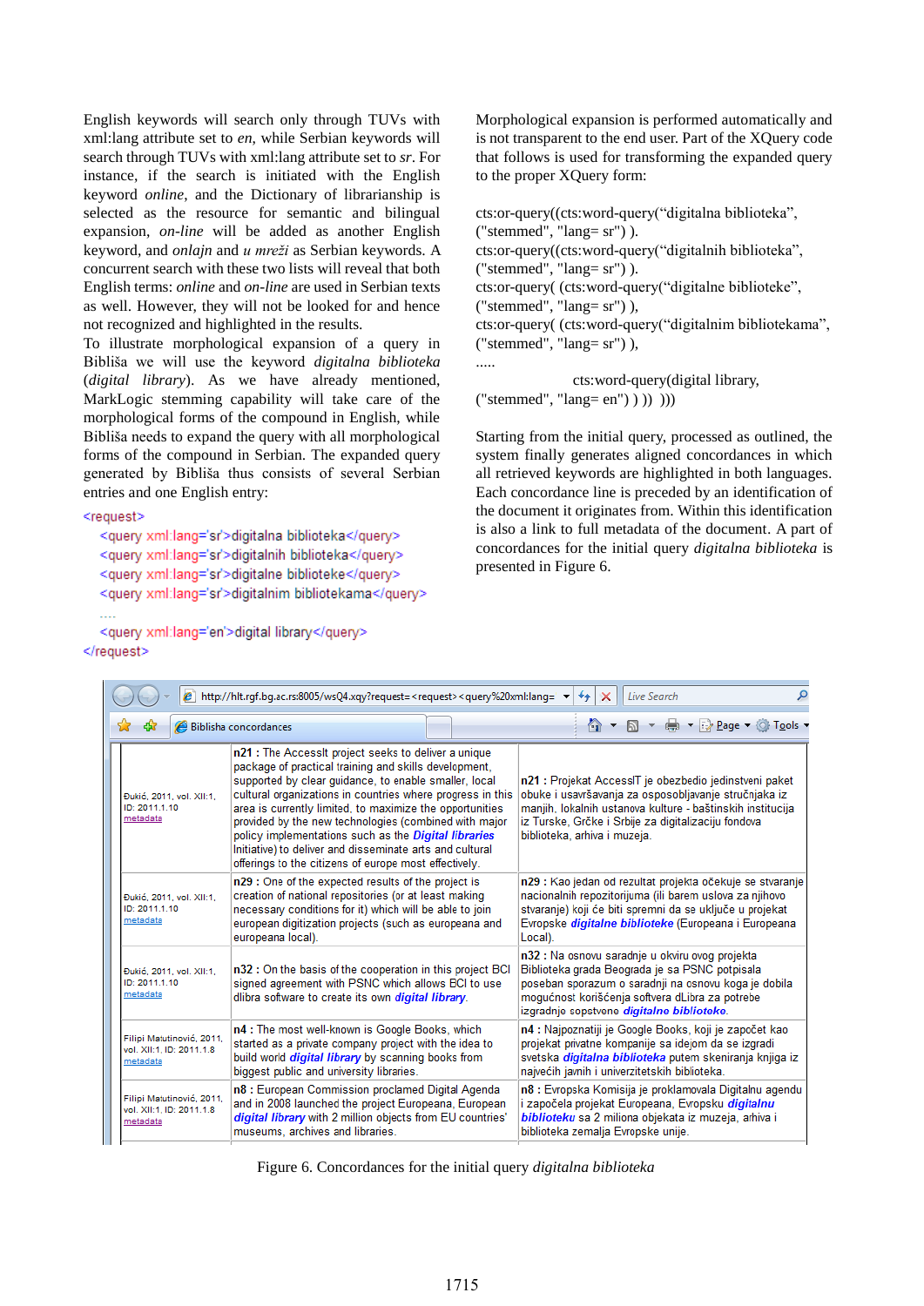English keywords will search only through TUVs with xml:lang attribute set to *en*, while Serbian keywords will search through TUVs with xml:lang attribute set to *sr*. For instance, if the search is initiated with the English keyword *online*, and the Dictionary of librarianship is selected as the resource for semantic and bilingual expansion, *on-line* will be added as another English keyword, and *onlajn* and *u mreži* as Serbian keywords. A concurrent search with these two lists will reveal that both English terms: *online* and *on-line* are used in Serbian texts as well. However, they will not be looked for and hence not recognized and highlighted in the results.

To illustrate morphological expansion of a query in Bibliša we will use the keyword *digitalna biblioteka* (*digital library*). As we have already mentioned, MarkLogic stemming capability will take care of the morphological forms of the compound in English, while Bibliša needs to expand the query with all morphological forms of the compound in Serbian. The expanded query generated by Bibliša thus consists of several Serbian entries and one English entry:

```
<request>
  <query xml:lang='sr'>digitalna biblioteka</query>
  <query xml:lang='sr'>digitalnih biblioteka</query>
  <query xml:lang='sr'>digitalne biblioteke</query>
  <query xml:lang='sr'>digitalnim bibliotekama</query>
  ....
  <query xml:lang='en'>digital library</query>
</request>
```

Morphological expansion is performed automatically and is not transparent to the end user. Part of the XQuery code that follows is used for transforming the expanded query to the proper XQuery form:

```
cts:or-query((cts:word-query("digitalna biblioteka",
("stemmed", "lang= sr") ).
cts:or-query((cts:word-query("digitalnih biblioteka",
("stemmed", "lang= sr") ).
cts:or-query( (cts:word-query("digitalne biblioteke",
("stemmed", "lang= sr") ),
cts:or-query( (cts:word-query("digitalnim bibliotekama",
("stemmed", "lang= sr") ),
.....
                cts:word-query(digital library,
("stemmed", "lang= en") ) )) )))
```

Starting from the initial query, processed as outlined, the system finally generates aligned concordances in which all retrieved keywords are highlighted in both languages. Each concordance line is preceded by an identification of the document it originates from. Within this identification is also a link to full metadata of the document. A part of concordances for the initial query *digitalna biblioteka* is presented in Figure 6.

| | | |
|---|---|---|
| Đukić, 2011, vol. XII:1, ID: 2011.1.10 metadata | **n21 :** The AccessIt project seeks to deliver a unique package of practical training and skills development, supported by clear guidance, to enable smaller, local cultural organizations in countries where progress in this area is currently limited, to maximize the opportunities provided by the new technologies (combined with major policy implementations such as the ***Digital libraries*** Initiative) to deliver and disseminate arts and cultural offerings to the citizens of europe most effectively. | **n21 :** Projekat AccessIT je obezbedio jedinstveni paket obuke i usavršavanja za osposobljavanje stručnjaka iz manjih, lokalnih ustanova kulture - baštinskih institucija iz Turske, Grčke i Srbije za digitalizaciju fondova biblioteka, arhiva i muzeja. |
| Đukić, 2011, vol. XII:1, ID: 2011.1.10 metadata | **n29 :** One of the expected results of the project is creation of national repositories (or at least making necessary conditions for it) which will be able to join european digitization projects (such as europeana and europeana local). | **n29 :** Kao jedan od rezultat projekta očekuje se stvaranje nacionalnih repozitorijuma (ili barem uslova za njihovo stvaranje) koji će biti spremni da se uključe u projekat Evropske ***digitalne biblioteke*** (Europeana i Europeana Local). |
| Đukić, 2011, vol. XII:1, ID: 2011.1.10 metadata | **n32 :** On the basis of the cooperation in this project BCI signed agreement with PSNC which allows BCI to use dlibra software to create its own ***digital library***. | **n32 :** Na osnovu saradnje u okviru ovog projekta Biblioteka grada Beograda je sa PSNC potpisala poseban sporazum o saradnji na osnovu koga je dobila mogućnost korišćenja softvera dLibra za potrebe izgradnje sopstvene ***digitalne biblioteke***. |
| Filipi Matutinović, 2011, vol. XII:1, ID: 2011.1.8 metadata | **n4 :** The most well-known is Google Books, which started as a private company project with the idea to build world ***digital library*** by scanning books from biggest public and university libraries. | **n4 :** Najpoznatiji je Google Books, koji je započet kao projekat privatne kompanije sa idejom da se izgradi svetska ***digitalna biblioteka*** putem skeniranja knjiga iz najvećih javnih i univerzitetskih biblioteka. |
| Filipi Matutinović, 2011, vol. XII:1, ID: 2011.1.8 metadata | **n8 :** European Commission proclamed Digital Agenda and in 2008 launched the project Europeana, European ***digital library*** with 2 million objects from EU countries' museums, archives and libraries. | **n8 :** Evropska Komisija je proklamovala Digitalnu agendu i započela projekat Europeana, Evropsku ***digitalnu biblioteku*** sa 2 miliona objekata iz muzeja, arhiva i biblioteka zemalja Evropske unije. |

Figure 6. Concordances for the initial query *digitalna biblioteka*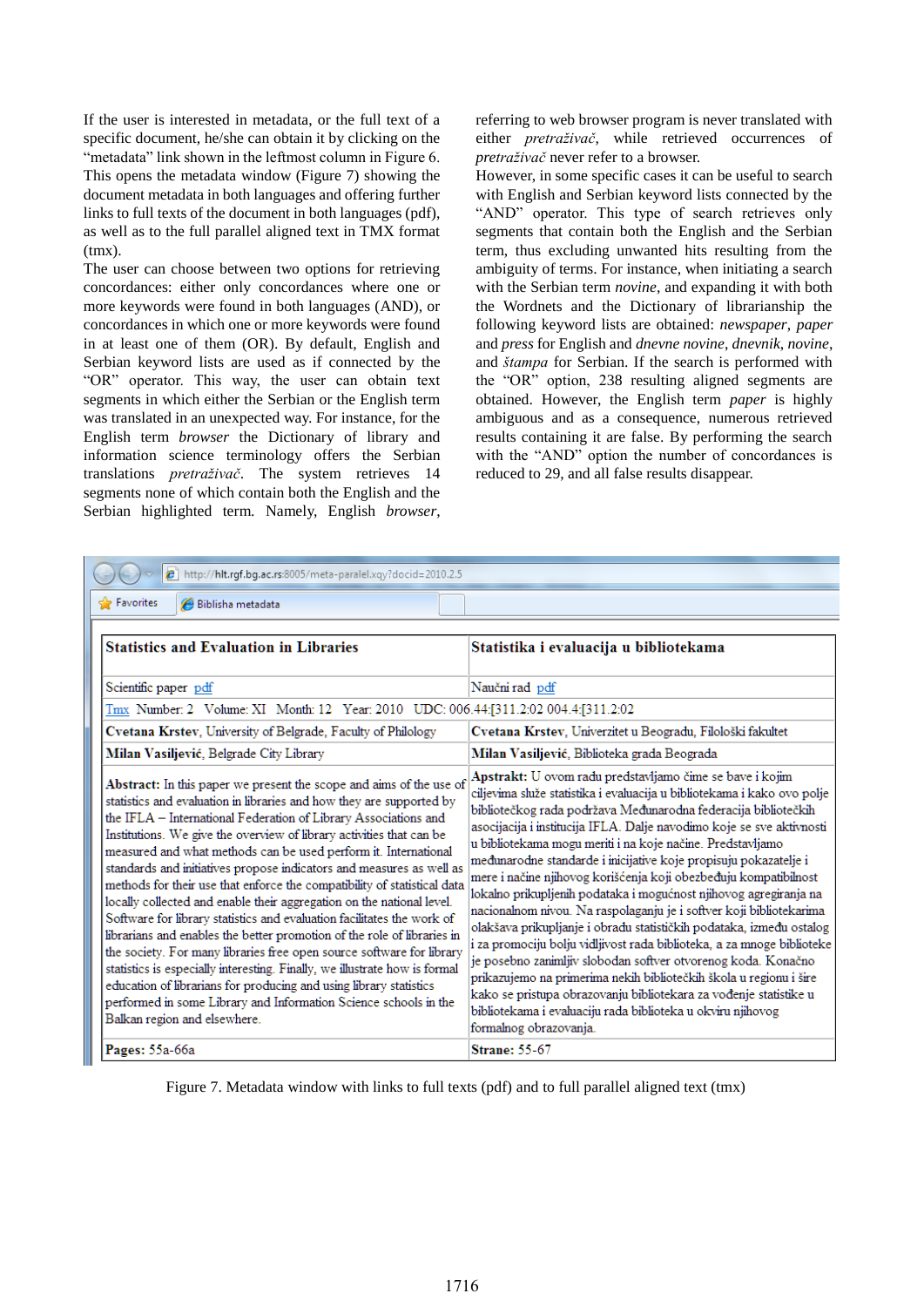If the user is interested in metadata, or the full text of a specific document, he/she can obtain it by clicking on the "metadata" link shown in the leftmost column in Figure 6. This opens the metadata window (Figure 7) showing the document metadata in both languages and offering further links to full texts of the document in both languages (pdf), as well as to the full parallel aligned text in TMX format (tmx).

The user can choose between two options for retrieving concordances: either only concordances where one or more keywords were found in both languages (AND), or concordances in which one or more keywords were found in at least one of them (OR). By default, English and Serbian keyword lists are used as if connected by the "OR" operator. This way, the user can obtain text segments in which either the Serbian or the English term was translated in an unexpected way. For instance, for the English term *browser* the Dictionary of library and information science terminology offers the Serbian translations *pretraživač*. The system retrieves 14 segments none of which contain both the English and the Serbian highlighted term. Namely, English *browser*, referring to web browser program is never translated with either *pretraživač*, while retrieved occurrences of *pretraživač* never refer to a browser.

However, in some specific cases it can be useful to search with English and Serbian keyword lists connected by the "AND" operator. This type of search retrieves only segments that contain both the English and the Serbian term, thus excluding unwanted hits resulting from the ambiguity of terms. For instance, when initiating a search with the Serbian term *novine*, and expanding it with both the Wordnets and the Dictionary of librarianship the following keyword lists are obtained: *newspaper*, *paper* and *press* for English and *dnevne novine*, *dnevnik*, *novine*, and *štampa* for Serbian. If the search is performed with the "OR" option, 238 resulting aligned segments are obtained. However, the English term *paper* is highly ambiguous and as a consequence, numerous retrieved results containing it are false. By performing the search with the "AND" option the number of concordances is reduced to 29, and all false results disappear.

http://hlt.rgf.bg.ac.rs:8005/meta-paralel.xqy?docid=2010.2.5

Favorites | Biblisha metadata

| **Statistics and Evaluation in Libraries** | **Statistika i evaluacija u bibliotekama** |
|---|---|
| Scientific paper pdf | Naučni rad pdf |
| Tmx Number: 2 Volume: XI Month: 12 Year: 2010 UDC: 006.44:[311.2:02 004.4:[311.2:02 | |
| **Cvetana Krstev**, University of Belgrade, Faculty of Philology | **Cvetana Krstev**, Univerzitet u Beogradu, Filološki fakultet |
| **Milan Vasiljević**, Belgrade City Library | **Milan Vasiljević**, Biblioteka grada Beograda |
| **Abstract:** In this paper we present the scope and aims of the use of statistics and evaluation in libraries and how they are supported by the IFLA – International Federation of Library Associations and Institutions. We give the overview of library activities that can be measured and what methods can be used perform it. International standards and initiatives propose indicators and measures as well as methods for their use that enforce the compatibility of statistical data locally collected and enable their aggregation on the national level. Software for library statistics and evaluation facilitates the work of librarians and enables the better promotion of the role of libraries in the society. For many libraries free open source software for library statistics is especially interesting. Finally, we illustrate how is formal education of librarians for producing and using library statistics performed in some Library and Information Science schools in the Balkan region and elsewhere. | **Apstrakt:** U ovom radu predstavljamo čime se bave i kojim ciljevima služe statistika i evaluacija u bibliotekama i kako ovo polje bibliotečkog rada podržava Međunarodna federacija bibliotečkih asocijacija i institucija IFLA. Dalje navodimo koje se sve aktivnosti u bibliotekama mogu meriti i na koje načine. Predstavljamo međunarodne standarde i inicijative koje propisuju pokazatelje i mere i načine njihovog korišćenja koji obezbeđuju kompatibilnost lokalno prikupljenih podataka i mogućnost njihovog agregiranja na nacionalnom nivou. Na raspolaganju je i softver koji bibliotekarima olakšava prikupljanje i obradu statističkih podataka, između ostalog i za promociju bolju vidljivost rada biblioteka, a za mnoge biblioteke je posebno zanimljiv slobodan softver otvorenog koda. Konačno prikazujemo na primerima nekih bibliotečkih škola u regionu i šire kako se pristupa obrazovanju bibliotekara za vođenje statistike u bibliotekama i evaluaciju rada biblioteka u okviru njihovog formalnog obrazovanja. |
| **Pages:** 55a-66a | **Strane:** 55-67 |

Figure 7. Metadata window with links to full texts (pdf) and to full parallel aligned text (tmx)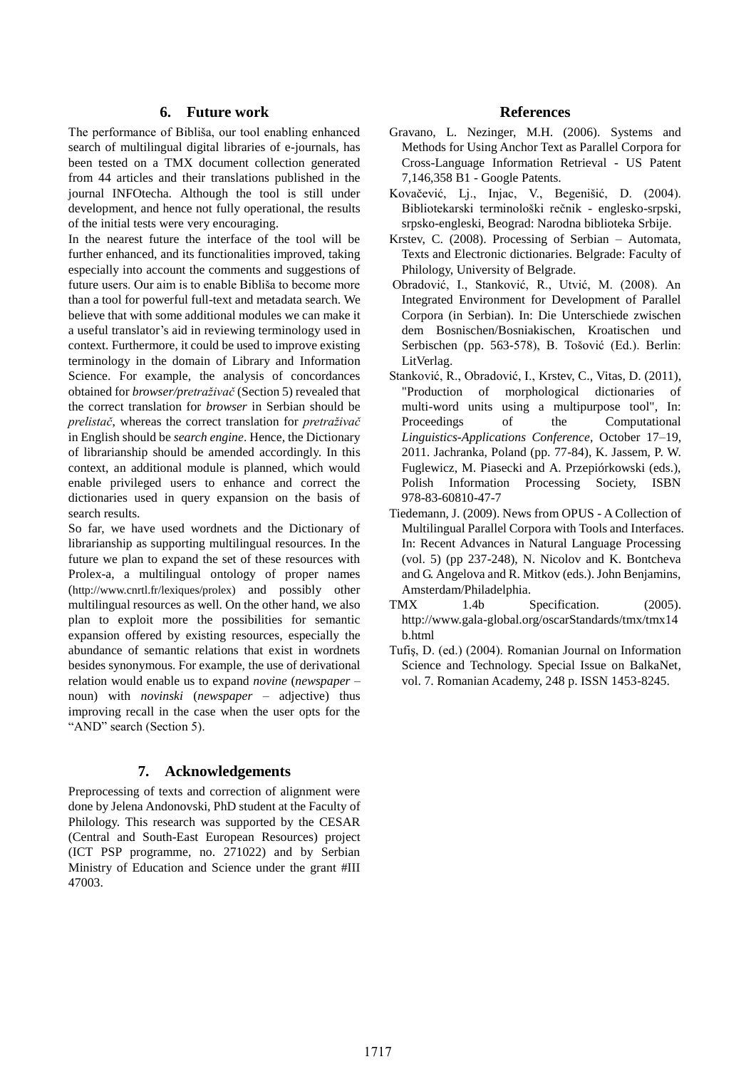## 6. Future work

The performance of Bibliša, our tool enabling enhanced search of multilingual digital libraries of e-journals, has been tested on a TMX document collection generated from 44 articles and their translations published in the journal INFOtecha. Although the tool is still under development, and hence not fully operational, the results of the initial tests were very encouraging.

In the nearest future the interface of the tool will be further enhanced, and its functionalities improved, taking especially into account the comments and suggestions of future users. Our aim is to enable Bibliša to become more than a tool for powerful full-text and metadata search. We believe that with some additional modules we can make it a useful translator's aid in reviewing terminology used in context. Furthermore, it could be used to improve existing terminology in the domain of Library and Information Science. For example, the analysis of concordances obtained for *browser/pretraživač* (Section 5) revealed that the correct translation for *browser* in Serbian should be *prelistač*, whereas the correct translation for *pretraživač* in English should be *search engine*. Hence, the Dictionary of librarianship should be amended accordingly. In this context, an additional module is planned, which would enable privileged users to enhance and correct the dictionaries used in query expansion on the basis of search results.

So far, we have used wordnets and the Dictionary of librarianship as supporting multilingual resources. In the future we plan to expand the set of these resources with Prolex-a, a multilingual ontology of proper names (http://www.cnrtl.fr/lexiques/prolex) and possibly other multilingual resources as well. On the other hand, we also plan to exploit more the possibilities for semantic expansion offered by existing resources, especially the abundance of semantic relations that exist in wordnets besides synonymous. For example, the use of derivational relation would enable us to expand *novine* (*newspaper* – noun) with *novinski* (*newspaper* – adjective) thus improving recall in the case when the user opts for the "AND" search (Section 5).

## 7. Acknowledgements

Preprocessing of texts and correction of alignment were done by Jelena Andonovski, PhD student at the Faculty of Philology. This research was supported by the CESAR (Central and South-East European Resources) project (ICT PSP programme, no. 271022) and by Serbian Ministry of Education and Science under the grant #III 47003.

## References

Gravano, L. Nezinger, M.H. (2006). Systems and Methods for Using Anchor Text as Parallel Corpora for Cross-Language Information Retrieval - US Patent 7,146,358 B1 - Google Patents.

Kovačević, Lj., Injac, V., Begenišić, D. (2004). Bibliotekarski terminološki rečnik - englesko-srpski, srpsko-engleski, Beograd: Narodna biblioteka Srbije.

Krstev, C. (2008). Processing of Serbian – Automata, Texts and Electronic dictionaries. Belgrade: Faculty of Philology, University of Belgrade.

Obradović, I., Stanković, R., Utvić, M. (2008). An Integrated Environment for Development of Parallel Corpora (in Serbian). In: Die Unterschiede zwischen dem Bosnischen/Bosniakischen, Kroatischen und Serbischen (pp. 563-578), B. Tošović (Ed.). Berlin: LitVerlag.

Stanković, R., Obradović, I., Krstev, C., Vitas, D. (2011), "Production of morphological dictionaries of multi-word units using a multipurpose tool", In: Proceedings of the Computational *Linguistics-Applications Conference*, October 17–19, 2011. Jachranka, Poland (pp. 77-84), K. Jassem, P. W. Fuglewicz, M. Piasecki and A. Przepiórkowski (eds.), Polish Information Processing Society, ISBN 978-83-60810-47-7

Tiedemann, J. (2009). News from OPUS - A Collection of Multilingual Parallel Corpora with Tools and Interfaces. In: Recent Advances in Natural Language Processing (vol. 5) (pp 237-248), N. Nicolov and K. Bontcheva and G. Angelova and R. Mitkov (eds.). John Benjamins, Amsterdam/Philadelphia.

TMX 1.4b Specification. (2005). http://www.gala-global.org/oscarStandards/tmx/tmx14b.html

Tufiş, D. (ed.) (2004). Romanian Journal on Information Science and Technology. Special Issue on BalkaNet, vol. 7. Romanian Academy, 248 p. ISSN 1453-8245.